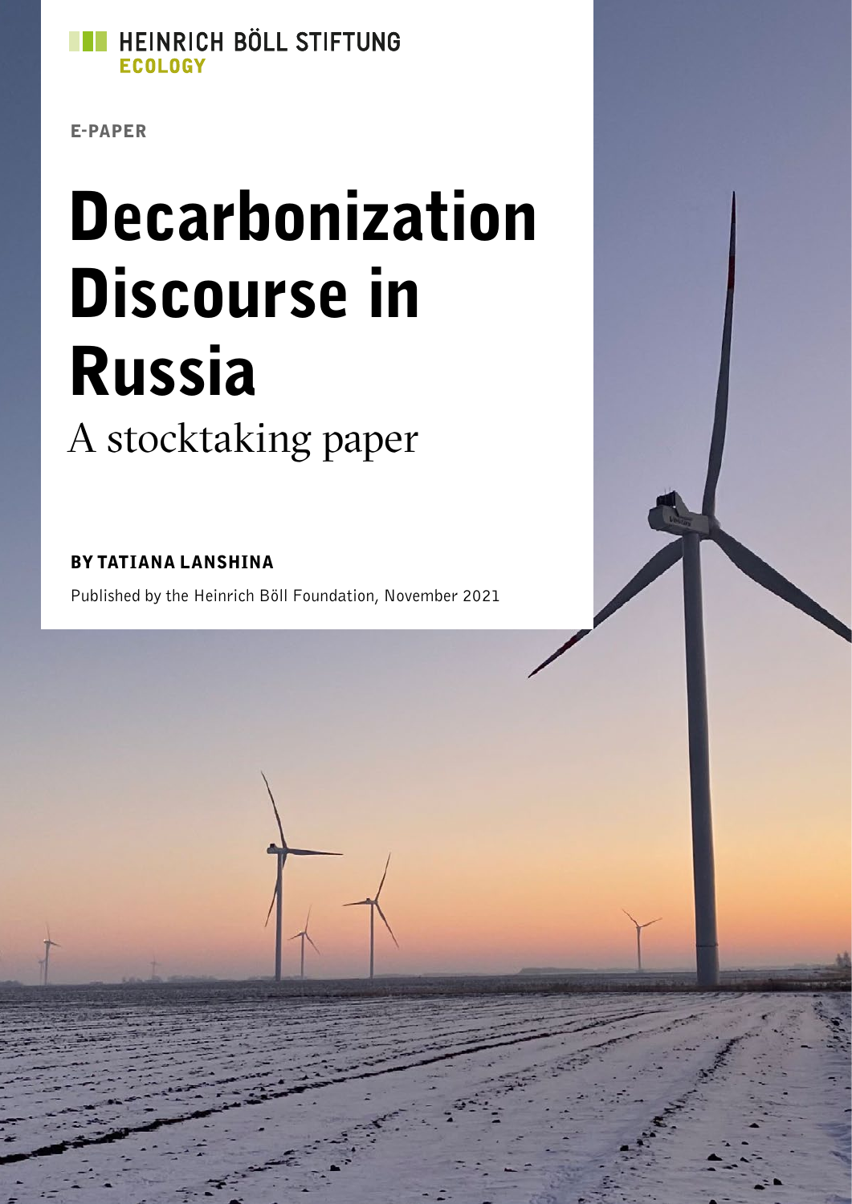HEINRICH BÖLL STIFTUNG
ECOLOGY

E-PAPER

# Decarbonization Discourse in Russia

## A stocktaking paper

**BY TATIANA LANSHINA**

Published by the Heinrich Böll Foundation, November 2021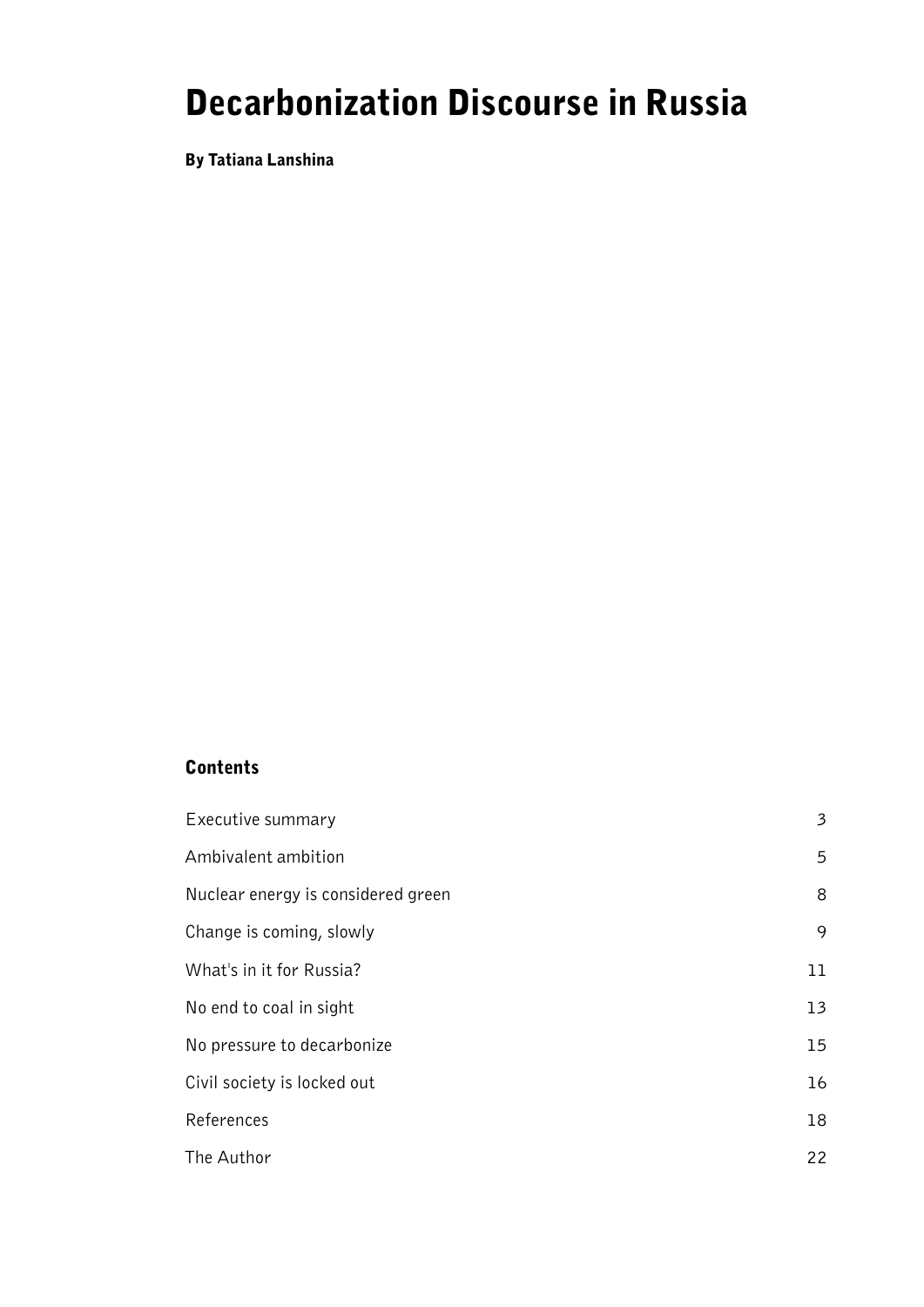# Decarbonization Discourse in Russia

**By Tatiana Lanshina**

## Contents

| | |
|---|---|
| Executive summary | 3 |
| Ambivalent ambition | 5 |
| Nuclear energy is considered green | 8 |
| Change is coming, slowly | 9 |
| What's in it for Russia? | 11 |
| No end to coal in sight | 13 |
| No pressure to decarbonize | 15 |
| Civil society is locked out | 16 |
| References | 18 |
| The Author | 22 |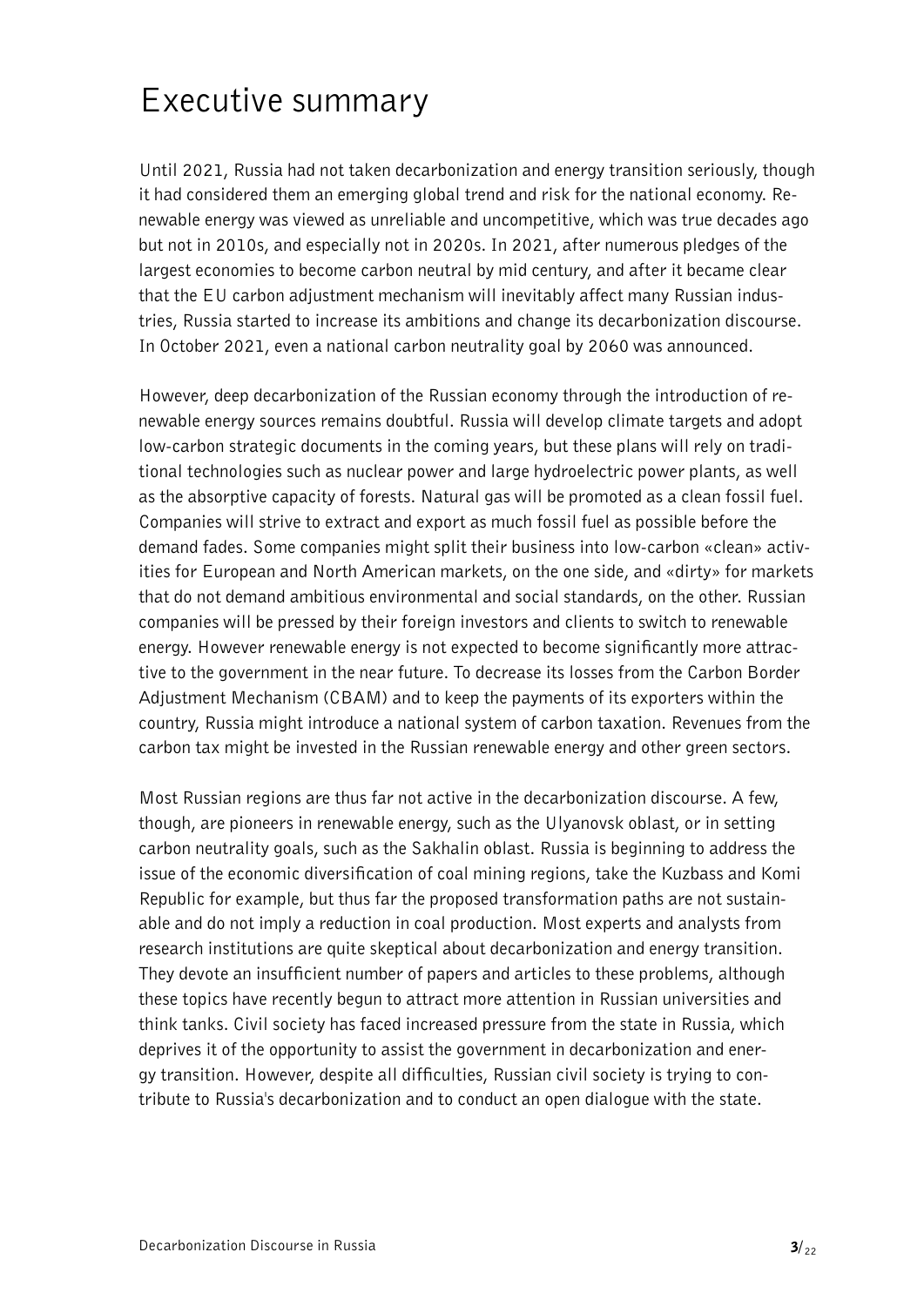# Executive summary

Until 2021, Russia had not taken decarbonization and energy transition seriously, though it had considered them an emerging global trend and risk for the national economy. Renewable energy was viewed as unreliable and uncompetitive, which was true decades ago but not in 2010s, and especially not in 2020s. In 2021, after numerous pledges of the largest economies to become carbon neutral by mid century, and after it became clear that the EU carbon adjustment mechanism will inevitably affect many Russian industries, Russia started to increase its ambitions and change its decarbonization discourse. In October 2021, even a national carbon neutrality goal by 2060 was announced.

However, deep decarbonization of the Russian economy through the introduction of renewable energy sources remains doubtful. Russia will develop climate targets and adopt low-carbon strategic documents in the coming years, but these plans will rely on traditional technologies such as nuclear power and large hydroelectric power plants, as well as the absorptive capacity of forests. Natural gas will be promoted as a clean fossil fuel. Companies will strive to extract and export as much fossil fuel as possible before the demand fades. Some companies might split their business into low-carbon «clean» activities for European and North American markets, on the one side, and «dirty» for markets that do not demand ambitious environmental and social standards, on the other. Russian companies will be pressed by their foreign investors and clients to switch to renewable energy. However renewable energy is not expected to become significantly more attractive to the government in the near future. To decrease its losses from the Carbon Border Adjustment Mechanism (CBAM) and to keep the payments of its exporters within the country, Russia might introduce a national system of carbon taxation. Revenues from the carbon tax might be invested in the Russian renewable energy and other green sectors.

Most Russian regions are thus far not active in the decarbonization discourse. A few, though, are pioneers in renewable energy, such as the Ulyanovsk oblast, or in setting carbon neutrality goals, such as the Sakhalin oblast. Russia is beginning to address the issue of the economic diversification of coal mining regions, take the Kuzbass and Komi Republic for example, but thus far the proposed transformation paths are not sustainable and do not imply a reduction in coal production. Most experts and analysts from research institutions are quite skeptical about decarbonization and energy transition. They devote an insufficient number of papers and articles to these problems, although these topics have recently begun to attract more attention in Russian universities and think tanks. Civil society has faced increased pressure from the state in Russia, which deprives it of the opportunity to assist the government in decarbonization and energy transition. However, despite all difficulties, Russian civil society is trying to contribute to Russia's decarbonization and to conduct an open dialogue with the state.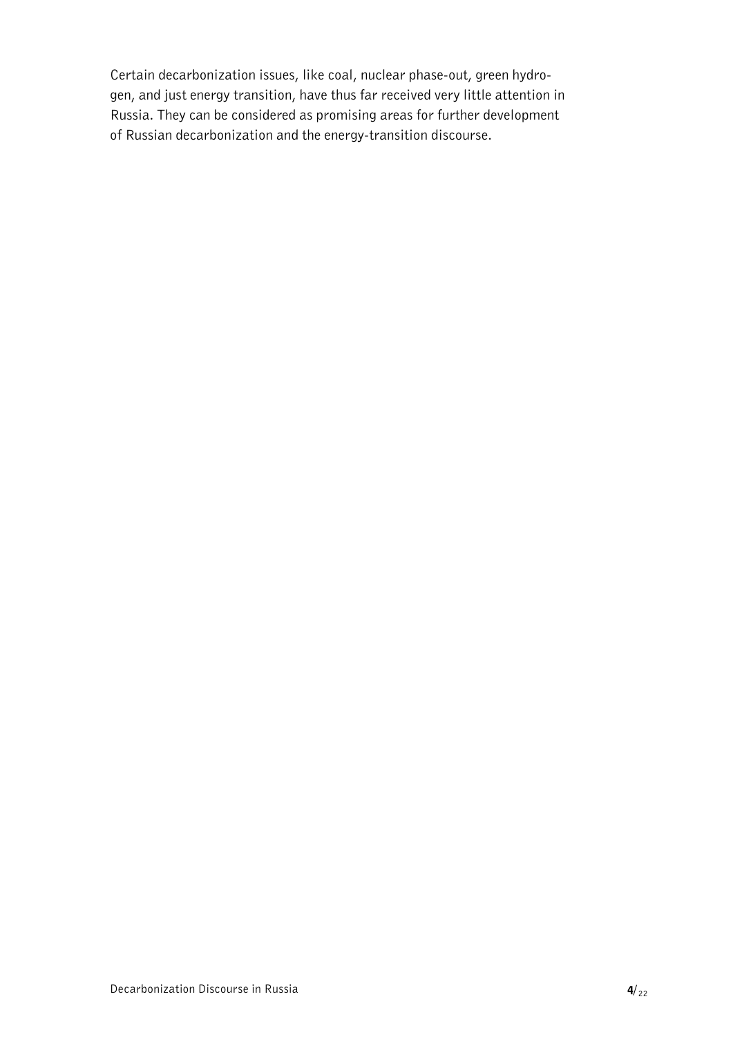Certain decarbonization issues, like coal, nuclear phase-out, green hydrogen, and just energy transition, have thus far received very little attention in Russia. They can be considered as promising areas for further development of Russian decarbonization and the energy-transition discourse.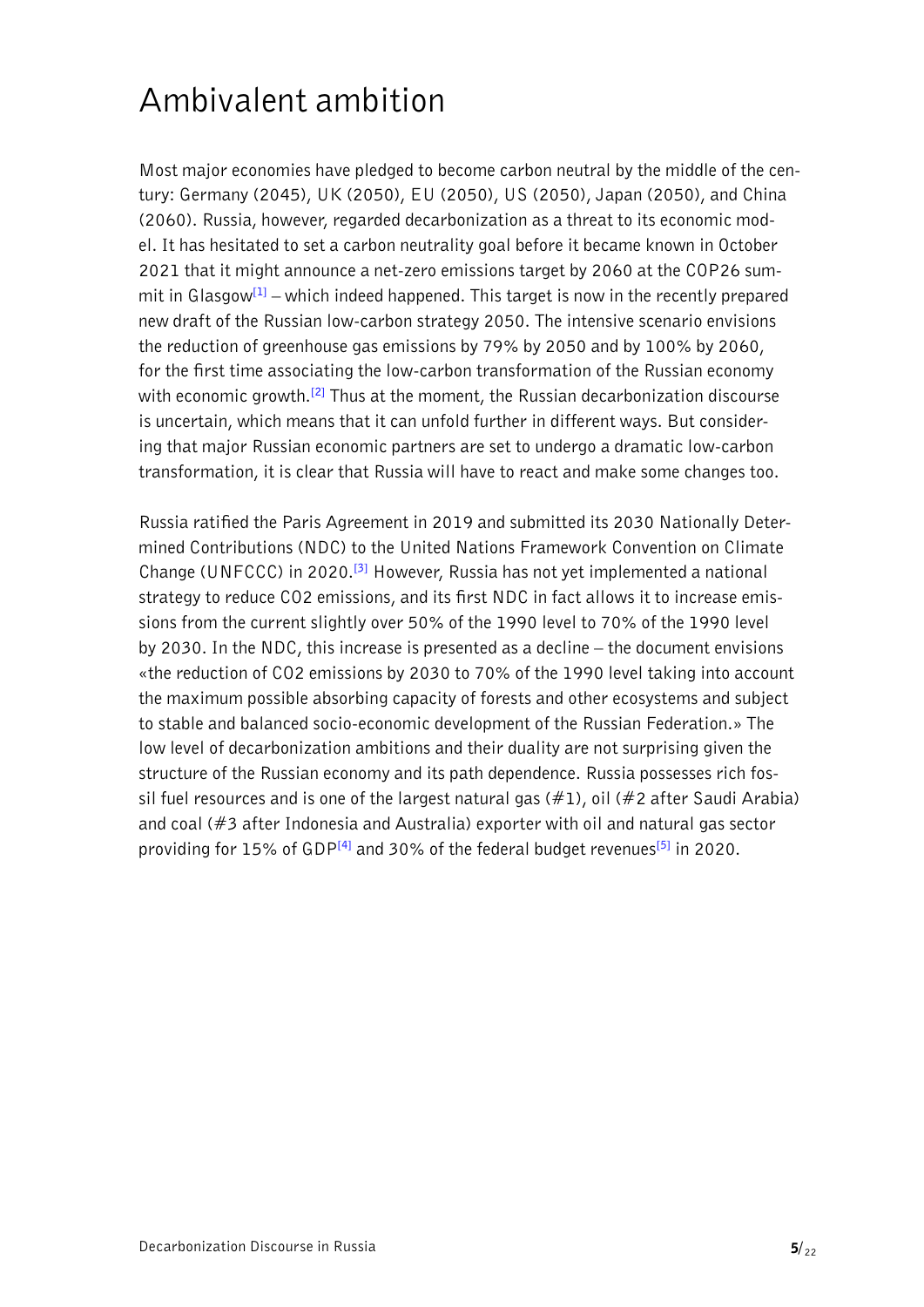# Ambivalent ambition

Most major economies have pledged to become carbon neutral by the middle of the century: Germany (2045), UK (2050), EU (2050), US (2050), Japan (2050), and China (2060). Russia, however, regarded decarbonization as a threat to its economic model. It has hesitated to set a carbon neutrality goal before it became known in October 2021 that it might announce a net-zero emissions target by 2060 at the COP26 summit in Glasgow[1] – which indeed happened. This target is now in the recently prepared new draft of the Russian low-carbon strategy 2050. The intensive scenario envisions the reduction of greenhouse gas emissions by 79% by 2050 and by 100% by 2060, for the first time associating the low-carbon transformation of the Russian economy with economic growth.[2] Thus at the moment, the Russian decarbonization discourse is uncertain, which means that it can unfold further in different ways. But considering that major Russian economic partners are set to undergo a dramatic low-carbon transformation, it is clear that Russia will have to react and make some changes too.

Russia ratified the Paris Agreement in 2019 and submitted its 2030 Nationally Determined Contributions (NDC) to the United Nations Framework Convention on Climate Change (UNFCCC) in 2020.[3] However, Russia has not yet implemented a national strategy to reduce $CO_2$ emissions, and its first NDC in fact allows it to increase emissions from the current slightly over 50% of the 1990 level to 70% of the 1990 level by 2030. In the NDC, this increase is presented as a decline – the document envisions «the reduction of $CO_2$ emissions by 2030 to 70% of the 1990 level taking into account the maximum possible absorbing capacity of forests and other ecosystems and subject to stable and balanced socio-economic development of the Russian Federation.» The low level of decarbonization ambitions and their duality are not surprising given the structure of the Russian economy and its path dependence. Russia possesses rich fossil fuel resources and is one of the largest natural gas (#1), oil (#2 after Saudi Arabia) and coal (#3 after Indonesia and Australia) exporter with oil and natural gas sector providing for 15% of GDP[4] and 30% of the federal budget revenues[5] in 2020.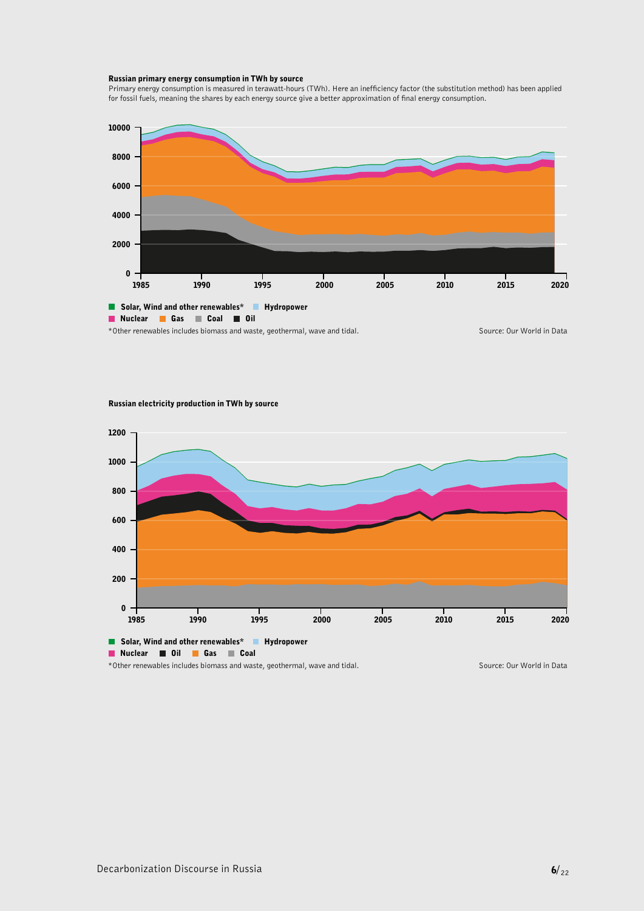**Russian primary energy consumption in TWh by source**

Primary energy consumption is measured in terawatt-hours (TWh). Here an inefficiency factor (the substitution method) has been applied for fossil fuels, meaning the shares by each energy source give a better approximation of final energy consumption.

Solar, Wind and other renewables* Hydropower
Nuclear Gas Coal Oil

*Other renewables includes biomass and waste, geothermal, wave and tidal.

Source: Our World in Data

**Russian electricity production in TWh by source**

Solar, Wind and other renewables* Hydropower
Nuclear Oil Gas Coal

*Other renewables includes biomass and waste, geothermal, wave and tidal.

Source: Our World in Data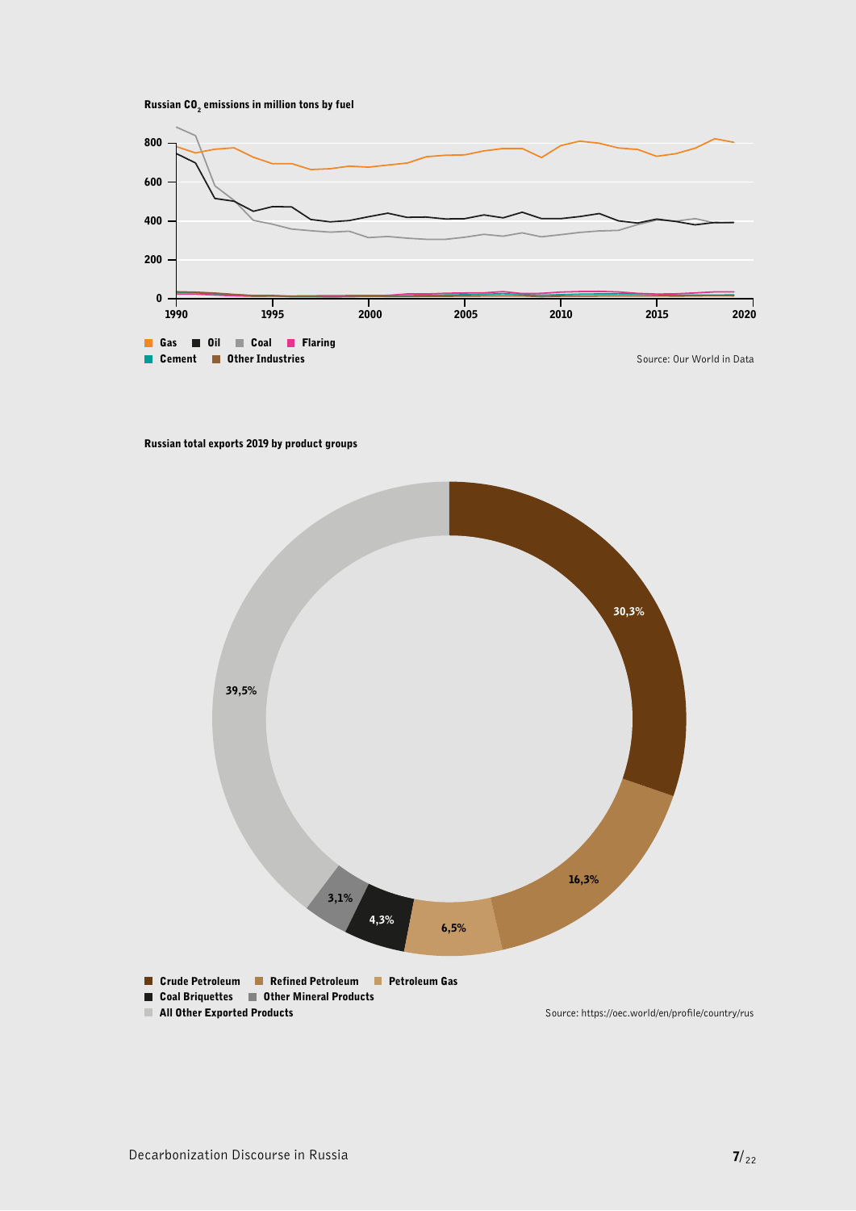**Russian $CO_2$ emissions in million tons by fuel**

Gas, Oil, Coal, Flaring, Cement, Other Industries

Source: Our World in Data

**Russian total exports 2019 by product groups**

| Product group | Share |
|---|---|
| Crude Petroleum | 30,3% |
| Refined Petroleum | 16,3% |
| Petroleum Gas | 6,5% |
| Coal Briquettes | 4,3% |
| Other Mineral Products | 3,1% |
| All Other Exported Products | 39,5% |

Source: https://oec.world/en/profile/country/rus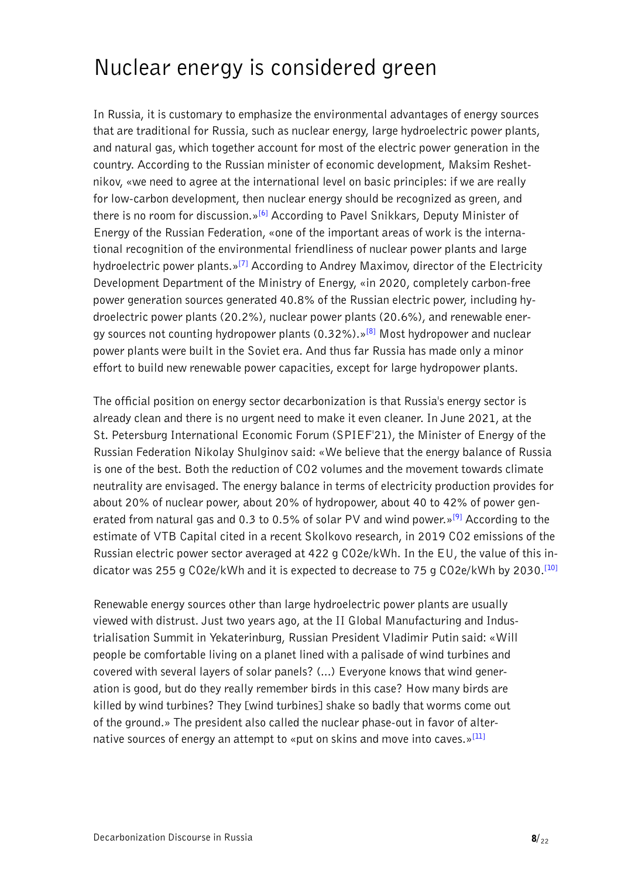# Nuclear energy is considered green

In Russia, it is customary to emphasize the environmental advantages of energy sources that are traditional for Russia, such as nuclear energy, large hydroelectric power plants, and natural gas, which together account for most of the electric power generation in the country. According to the Russian minister of economic development, Maksim Reshetnikov, «we need to agree at the international level on basic principles: if we are really for low-carbon development, then nuclear energy should be recognized as green, and there is no room for discussion.»[6] According to Pavel Snikkars, Deputy Minister of Energy of the Russian Federation, «one of the important areas of work is the international recognition of the environmental friendliness of nuclear power plants and large hydroelectric power plants.»[7] According to Andrey Maximov, director of the Electricity Development Department of the Ministry of Energy, «in 2020, completely carbon-free power generation sources generated 40.8% of the Russian electric power, including hydroelectric power plants (20.2%), nuclear power plants (20.6%), and renewable energy sources not counting hydropower plants (0.32%).»[8] Most hydropower and nuclear power plants were built in the Soviet era. And thus far Russia has made only a minor effort to build new renewable power capacities, except for large hydropower plants.

The official position on energy sector decarbonization is that Russia's energy sector is already clean and there is no urgent need to make it even cleaner. In June 2021, at the St. Petersburg International Economic Forum (SPIEF'21), the Minister of Energy of the Russian Federation Nikolay Shulginov said: «We believe that the energy balance of Russia is one of the best. Both the reduction of $CO_2$ volumes and the movement towards climate neutrality are envisaged. The energy balance in terms of electricity production provides for about 20% of nuclear power, about 20% of hydropower, about 40 to 42% of power generated from natural gas and 0.3 to 0.5% of solar PV and wind power.»[9] According to the estimate of VTB Capital cited in a recent Skolkovo research, in 2019 $CO_2$ emissions of the Russian electric power sector averaged at 422 g $CO_2e$/kWh. In the EU, the value of this indicator was 255 g $CO_2e$/kWh and it is expected to decrease to 75 g $CO_2e$/kWh by 2030.[10]

Renewable energy sources other than large hydroelectric power plants are usually viewed with distrust. Just two years ago, at the II Global Manufacturing and Industrialisation Summit in Yekaterinburg, Russian President Vladimir Putin said: «Will people be comfortable living on a planet lined with a palisade of wind turbines and covered with several layers of solar panels? (...) Everyone knows that wind generation is good, but do they really remember birds in this case? How many birds are killed by wind turbines? They [wind turbines] shake so badly that worms come out of the ground.» The president also called the nuclear phase-out in favor of alternative sources of energy an attempt to «put on skins and move into caves.»[11]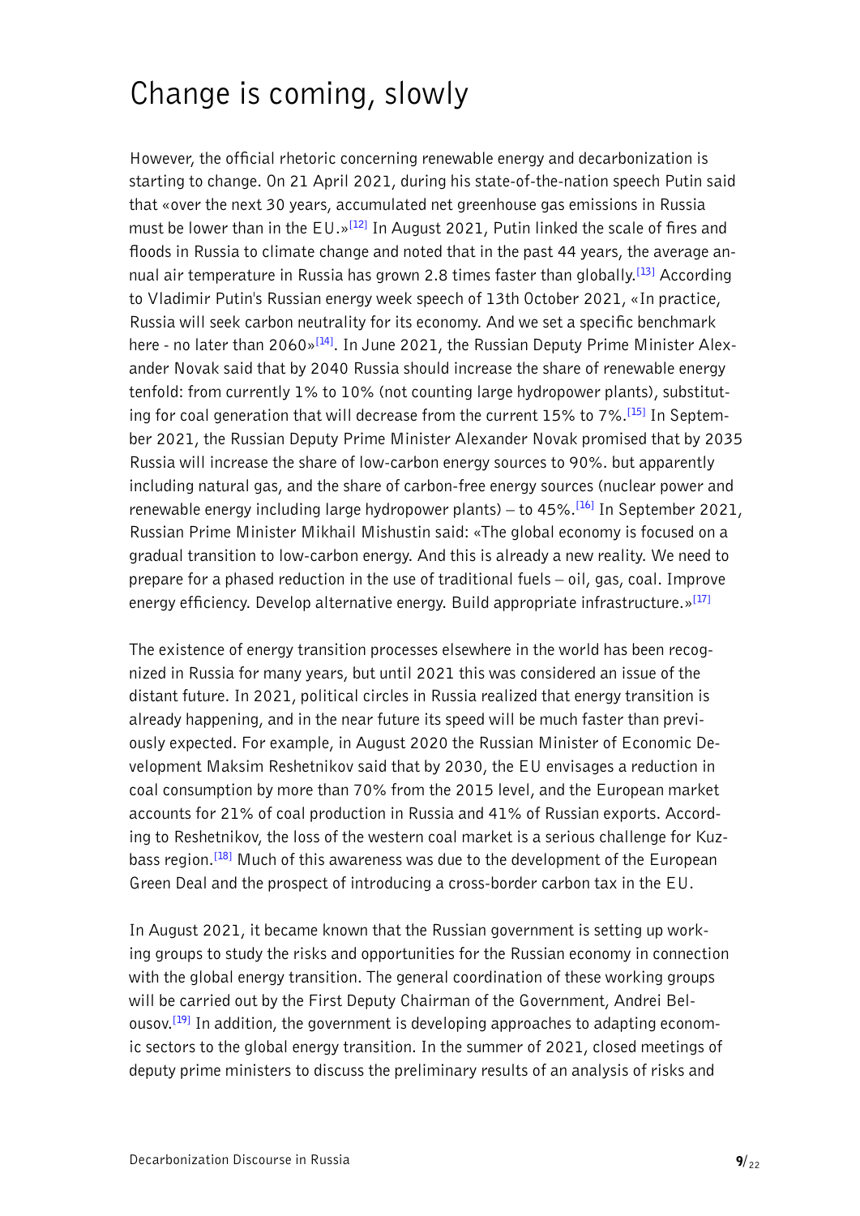# Change is coming, slowly

However, the official rhetoric concerning renewable energy and decarbonization is starting to change. On 21 April 2021, during his state-of-the-nation speech Putin said that «over the next 30 years, accumulated net greenhouse gas emissions in Russia must be lower than in the EU.»[12] In August 2021, Putin linked the scale of fires and floods in Russia to climate change and noted that in the past 44 years, the average annual air temperature in Russia has grown 2.8 times faster than globally.[13] According to Vladimir Putin's Russian energy week speech of 13th October 2021, «In practice, Russia will seek carbon neutrality for its economy. And we set a specific benchmark here - no later than 2060»[14]. In June 2021, the Russian Deputy Prime Minister Alexander Novak said that by 2040 Russia should increase the share of renewable energy tenfold: from currently 1% to 10% (not counting large hydropower plants), substituting for coal generation that will decrease from the current 15% to 7%.[15] In September 2021, the Russian Deputy Prime Minister Alexander Novak promised that by 2035 Russia will increase the share of low-carbon energy sources to 90%. but apparently including natural gas, and the share of carbon-free energy sources (nuclear power and renewable energy including large hydropower plants) – to 45%.[16] In September 2021, Russian Prime Minister Mikhail Mishustin said: «The global economy is focused on a gradual transition to low-carbon energy. And this is already a new reality. We need to prepare for a phased reduction in the use of traditional fuels – oil, gas, coal. Improve energy efficiency. Develop alternative energy. Build appropriate infrastructure.»[17]

The existence of energy transition processes elsewhere in the world has been recognized in Russia for many years, but until 2021 this was considered an issue of the distant future. In 2021, political circles in Russia realized that energy transition is already happening, and in the near future its speed will be much faster than previously expected. For example, in August 2020 the Russian Minister of Economic Development Maksim Reshetnikov said that by 2030, the EU envisages a reduction in coal consumption by more than 70% from the 2015 level, and the European market accounts for 21% of coal production in Russia and 41% of Russian exports. According to Reshetnikov, the loss of the western coal market is a serious challenge for Kuzbass region.[18] Much of this awareness was due to the development of the European Green Deal and the prospect of introducing a cross-border carbon tax in the EU.

In August 2021, it became known that the Russian government is setting up working groups to study the risks and opportunities for the Russian economy in connection with the global energy transition. The general coordination of these working groups will be carried out by the First Deputy Chairman of the Government, Andrei Belousov.[19] In addition, the government is developing approaches to adapting economic sectors to the global energy transition. In the summer of 2021, closed meetings of deputy prime ministers to discuss the preliminary results of an analysis of risks and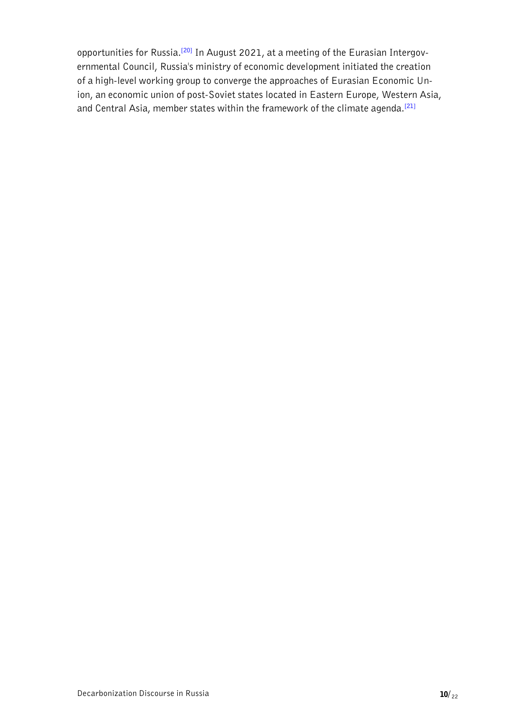opportunities for Russia.[20] In August 2021, at a meeting of the Eurasian Intergovernmental Council, Russia's ministry of economic development initiated the creation of a high-level working group to converge the approaches of Eurasian Economic Union, an economic union of post-Soviet states located in Eastern Europe, Western Asia, and Central Asia, member states within the framework of the climate agenda.[21]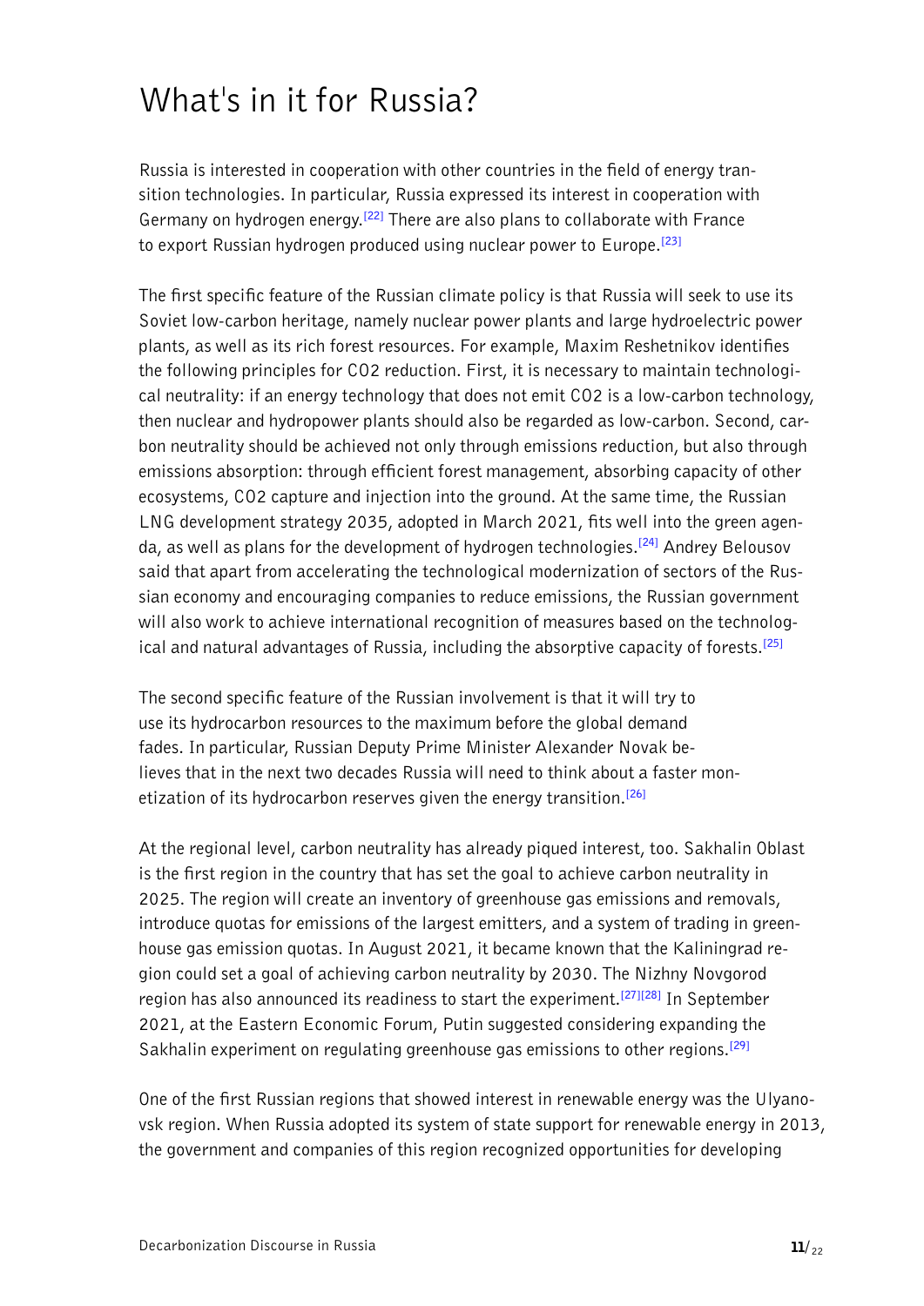# What's in it for Russia?

Russia is interested in cooperation with other countries in the field of energy transition technologies. In particular, Russia expressed its interest in cooperation with Germany on hydrogen energy.[22] There are also plans to collaborate with France to export Russian hydrogen produced using nuclear power to Europe.[23]

The first specific feature of the Russian climate policy is that Russia will seek to use its Soviet low-carbon heritage, namely nuclear power plants and large hydroelectric power plants, as well as its rich forest resources. For example, Maxim Reshetnikov identifies the following principles for $CO_2$ reduction. First, it is necessary to maintain technological neutrality: if an energy technology that does not emit $CO_2$ is a low-carbon technology, then nuclear and hydropower plants should also be regarded as low-carbon. Second, carbon neutrality should be achieved not only through emissions reduction, but also through emissions absorption: through efficient forest management, absorbing capacity of other ecosystems, $CO_2$ capture and injection into the ground. At the same time, the Russian LNG development strategy 2035, adopted in March 2021, fits well into the green agenda, as well as plans for the development of hydrogen technologies.[24] Andrey Belousov said that apart from accelerating the technological modernization of sectors of the Russian economy and encouraging companies to reduce emissions, the Russian government will also work to achieve international recognition of measures based on the technological and natural advantages of Russia, including the absorptive capacity of forests.[25]

The second specific feature of the Russian involvement is that it will try to use its hydrocarbon resources to the maximum before the global demand fades. In particular, Russian Deputy Prime Minister Alexander Novak believes that in the next two decades Russia will need to think about a faster monetization of its hydrocarbon reserves given the energy transition.[26]

At the regional level, carbon neutrality has already piqued interest, too. Sakhalin Oblast is the first region in the country that has set the goal to achieve carbon neutrality in 2025. The region will create an inventory of greenhouse gas emissions and removals, introduce quotas for emissions of the largest emitters, and a system of trading in greenhouse gas emission quotas. In August 2021, it became known that the Kaliningrad region could set a goal of achieving carbon neutrality by 2030. The Nizhny Novgorod region has also announced its readiness to start the experiment.[27][28] In September 2021, at the Eastern Economic Forum, Putin suggested considering expanding the Sakhalin experiment on regulating greenhouse gas emissions to other regions.[29]

One of the first Russian regions that showed interest in renewable energy was the Ulyanovsk region. When Russia adopted its system of state support for renewable energy in 2013, the government and companies of this region recognized opportunities for developing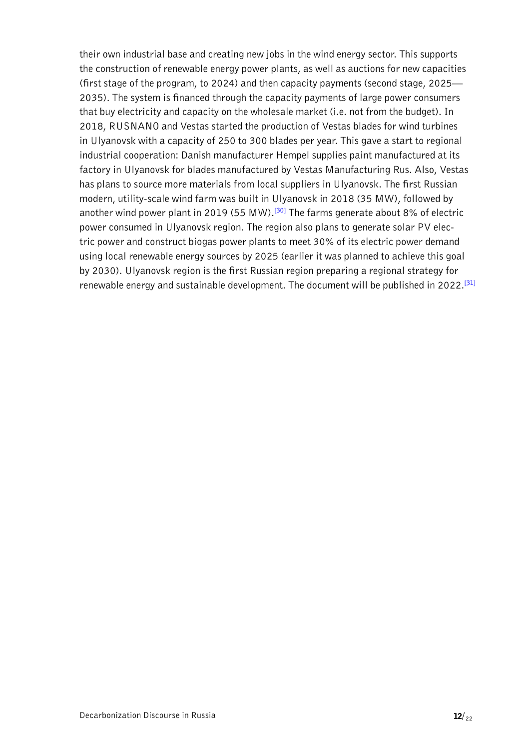their own industrial base and creating new jobs in the wind energy sector. This supports the construction of renewable energy power plants, as well as auctions for new capacities (first stage of the program, to 2024) and then capacity payments (second stage, 2025—2035). The system is financed through the capacity payments of large power consumers that buy electricity and capacity on the wholesale market (i.e. not from the budget). In 2018, RUSNANO and Vestas started the production of Vestas blades for wind turbines in Ulyanovsk with a capacity of 250 to 300 blades per year. This gave a start to regional industrial cooperation: Danish manufacturer Hempel supplies paint manufactured at its factory in Ulyanovsk for blades manufactured by Vestas Manufacturing Rus. Also, Vestas has plans to source more materials from local suppliers in Ulyanovsk. The first Russian modern, utility-scale wind farm was built in Ulyanovsk in 2018 (35 MW), followed by another wind power plant in 2019 (55 MW).[30] The farms generate about 8% of electric power consumed in Ulyanovsk region. The region also plans to generate solar PV electric power and construct biogas power plants to meet 30% of its electric power demand using local renewable energy sources by 2025 (earlier it was planned to achieve this goal by 2030). Ulyanovsk region is the first Russian region preparing a regional strategy for renewable energy and sustainable development. The document will be published in 2022.[31]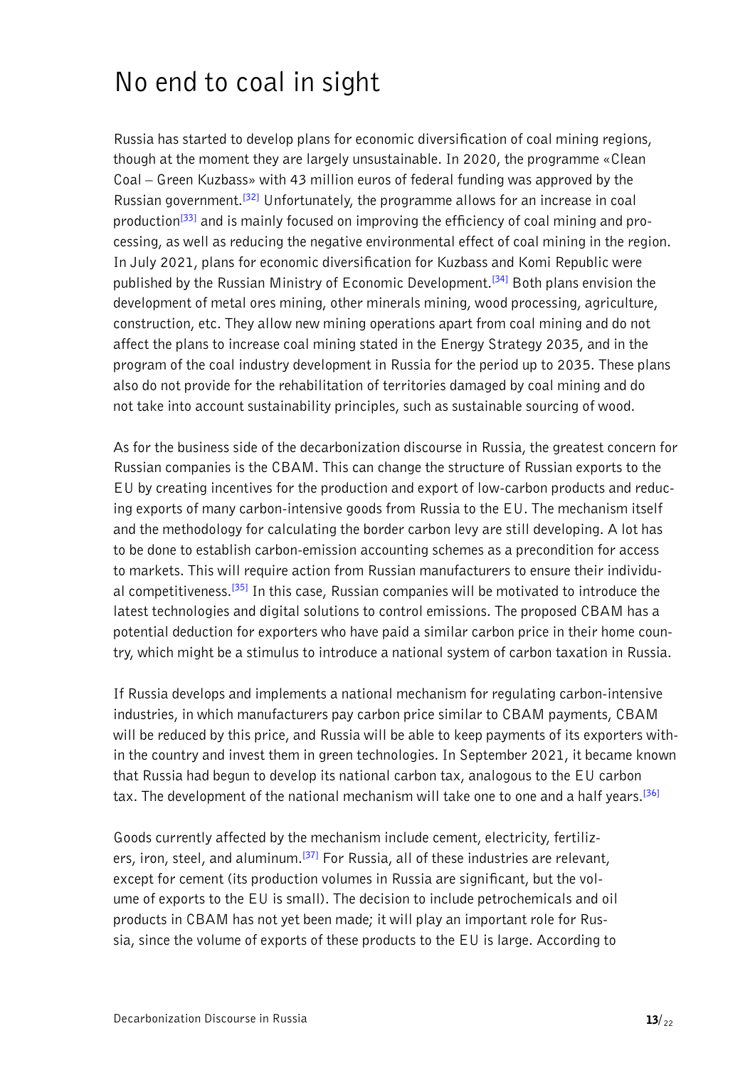# No end to coal in sight

Russia has started to develop plans for economic diversification of coal mining regions, though at the moment they are largely unsustainable. In 2020, the programme «Clean Coal – Green Kuzbass» with 43 million euros of federal funding was approved by the Russian government.[32] Unfortunately, the programme allows for an increase in coal production[33] and is mainly focused on improving the efficiency of coal mining and processing, as well as reducing the negative environmental effect of coal mining in the region. In July 2021, plans for economic diversification for Kuzbass and Komi Republic were published by the Russian Ministry of Economic Development.[34] Both plans envision the development of metal ores mining, other minerals mining, wood processing, agriculture, construction, etc. They allow new mining operations apart from coal mining and do not affect the plans to increase coal mining stated in the Energy Strategy 2035, and in the program of the coal industry development in Russia for the period up to 2035. These plans also do not provide for the rehabilitation of territories damaged by coal mining and do not take into account sustainability principles, such as sustainable sourcing of wood.

As for the business side of the decarbonization discourse in Russia, the greatest concern for Russian companies is the CBAM. This can change the structure of Russian exports to the EU by creating incentives for the production and export of low-carbon products and reducing exports of many carbon-intensive goods from Russia to the EU. The mechanism itself and the methodology for calculating the border carbon levy are still developing. A lot has to be done to establish carbon-emission accounting schemes as a precondition for access to markets. This will require action from Russian manufacturers to ensure their individual competitiveness.[35] In this case, Russian companies will be motivated to introduce the latest technologies and digital solutions to control emissions. The proposed CBAM has a potential deduction for exporters who have paid a similar carbon price in their home country, which might be a stimulus to introduce a national system of carbon taxation in Russia.

If Russia develops and implements a national mechanism for regulating carbon-intensive industries, in which manufacturers pay carbon price similar to CBAM payments, CBAM will be reduced by this price, and Russia will be able to keep payments of its exporters within the country and invest them in green technologies. In September 2021, it became known that Russia had begun to develop its national carbon tax, analogous to the EU carbon tax. The development of the national mechanism will take one to one and a half years.[36]

Goods currently affected by the mechanism include cement, electricity, fertilizers, iron, steel, and aluminum.[37] For Russia, all of these industries are relevant, except for cement (its production volumes in Russia are significant, but the volume of exports to the EU is small). The decision to include petrochemicals and oil products in CBAM has not yet been made; it will play an important role for Russia, since the volume of exports of these products to the EU is large. According to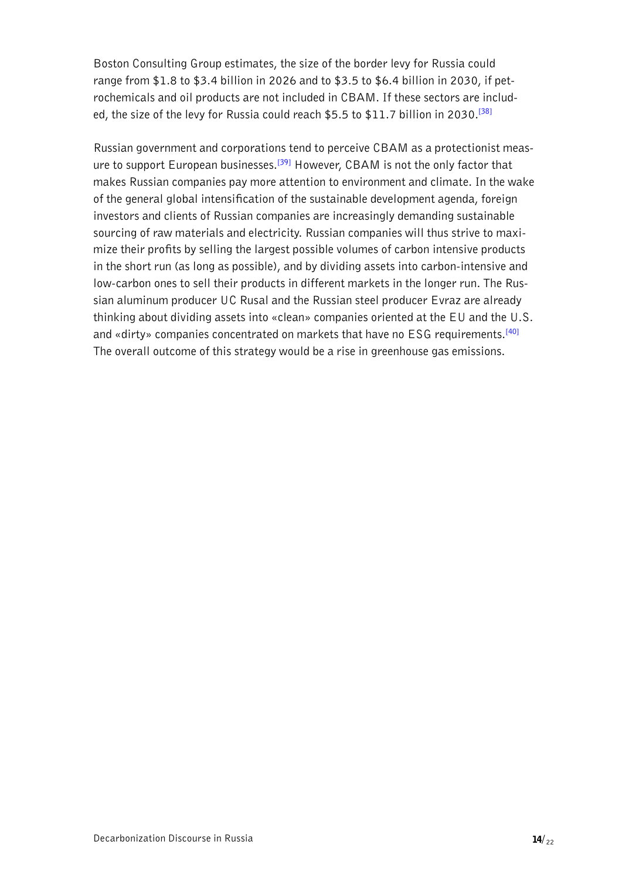Boston Consulting Group estimates, the size of the border levy for Russia could range from $1.8 to $3.4 billion in 2026 and to $3.5 to $6.4 billion in 2030, if petrochemicals and oil products are not included in CBAM. If these sectors are included, the size of the levy for Russia could reach $5.5 to $11.7 billion in 2030.[38]

Russian government and corporations tend to perceive CBAM as a protectionist measure to support European businesses.[39] However, CBAM is not the only factor that makes Russian companies pay more attention to environment and climate. In the wake of the general global intensification of the sustainable development agenda, foreign investors and clients of Russian companies are increasingly demanding sustainable sourcing of raw materials and electricity. Russian companies will thus strive to maximize their profits by selling the largest possible volumes of carbon intensive products in the short run (as long as possible), and by dividing assets into carbon-intensive and low-carbon ones to sell their products in different markets in the longer run. The Russian aluminum producer UC Rusal and the Russian steel producer Evraz are already thinking about dividing assets into «clean» companies oriented at the EU and the U.S. and «dirty» companies concentrated on markets that have no ESG requirements.[40] The overall outcome of this strategy would be a rise in greenhouse gas emissions.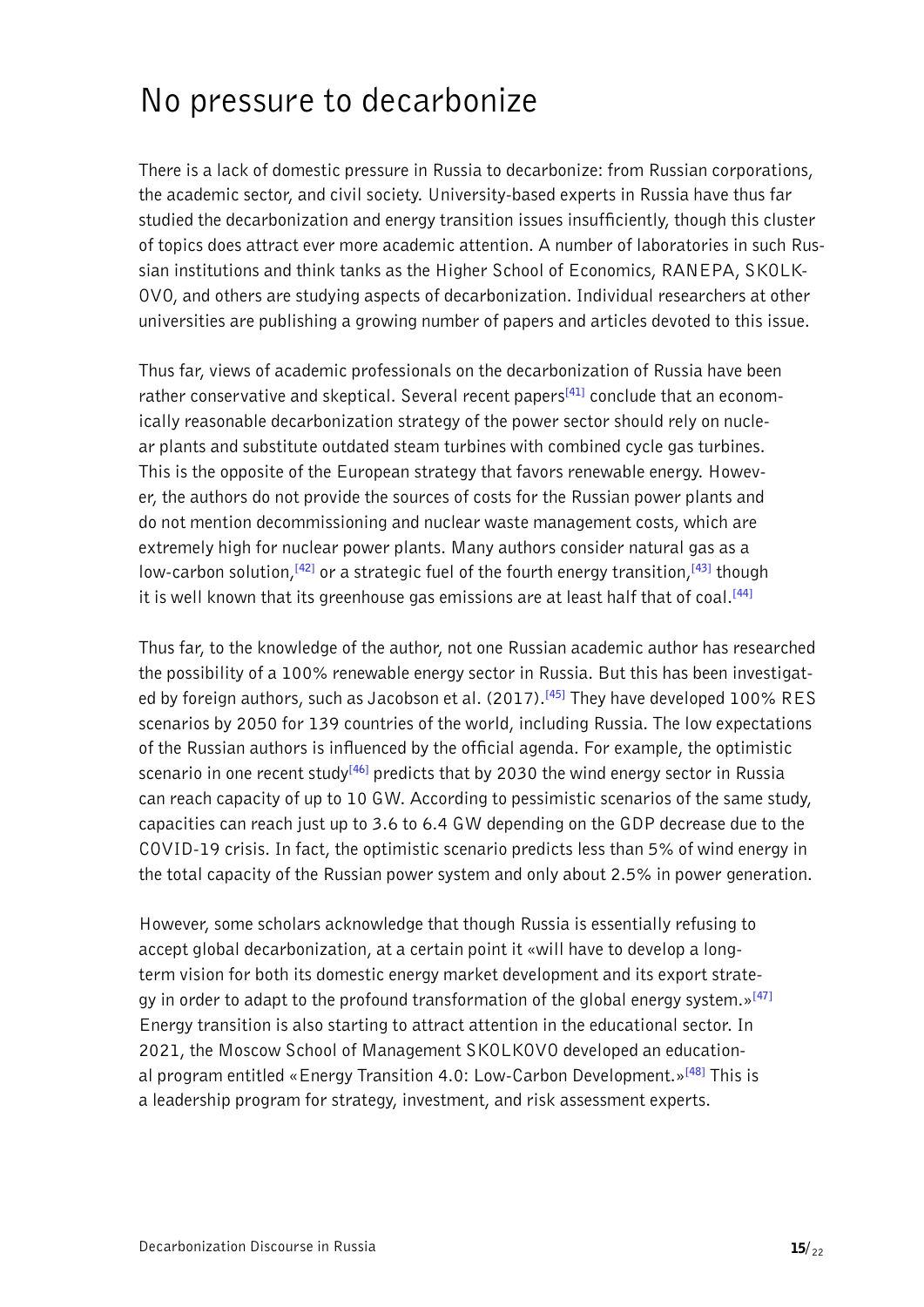# No pressure to decarbonize

There is a lack of domestic pressure in Russia to decarbonize: from Russian corporations, the academic sector, and civil society. University-based experts in Russia have thus far studied the decarbonization and energy transition issues insufficiently, though this cluster of topics does attract ever more academic attention. A number of laboratories in such Russian institutions and think tanks as the Higher School of Economics, RANEPA, SKOLKOVO, and others are studying aspects of decarbonization. Individual researchers at other universities are publishing a growing number of papers and articles devoted to this issue.

Thus far, views of academic professionals on the decarbonization of Russia have been rather conservative and skeptical. Several recent papers[41] conclude that an economically reasonable decarbonization strategy of the power sector should rely on nuclear plants and substitute outdated steam turbines with combined cycle gas turbines. This is the opposite of the European strategy that favors renewable energy. However, the authors do not provide the sources of costs for the Russian power plants and do not mention decommissioning and nuclear waste management costs, which are extremely high for nuclear power plants. Many authors consider natural gas as a low-carbon solution,[42] or a strategic fuel of the fourth energy transition,[43] though it is well known that its greenhouse gas emissions are at least half that of coal.[44]

Thus far, to the knowledge of the author, not one Russian academic author has researched the possibility of a 100% renewable energy sector in Russia. But this has been investigated by foreign authors, such as Jacobson et al. (2017).[45] They have developed 100% RES scenarios by 2050 for 139 countries of the world, including Russia. The low expectations of the Russian authors is influenced by the official agenda. For example, the optimistic scenario in one recent study[46] predicts that by 2030 the wind energy sector in Russia can reach capacity of up to 10 GW. According to pessimistic scenarios of the same study, capacities can reach just up to 3.6 to 6.4 GW depending on the GDP decrease due to the COVID-19 crisis. In fact, the optimistic scenario predicts less than 5% of wind energy in the total capacity of the Russian power system and only about 2.5% in power generation.

However, some scholars acknowledge that though Russia is essentially refusing to accept global decarbonization, at a certain point it «will have to develop a long-term vision for both its domestic energy market development and its export strategy in order to adapt to the profound transformation of the global energy system.»[47] Energy transition is also starting to attract attention in the educational sector. In 2021, the Moscow School of Management SKOLKOVO developed an educational program entitled «Energy Transition 4.0: Low-Carbon Development.»[48] This is a leadership program for strategy, investment, and risk assessment experts.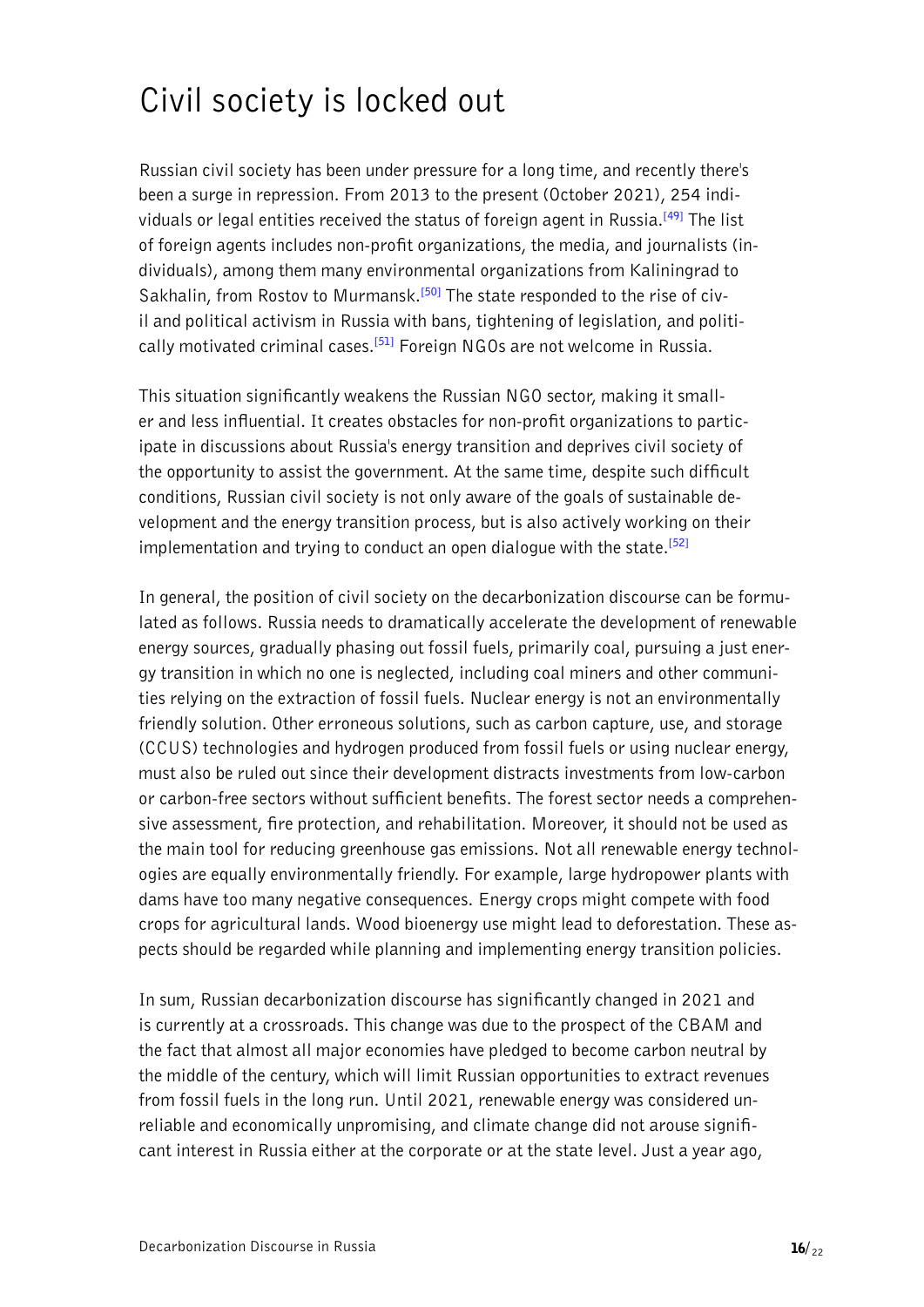# Civil society is locked out

Russian civil society has been under pressure for a long time, and recently there's been a surge in repression. From 2013 to the present (October 2021), 254 individuals or legal entities received the status of foreign agent in Russia.[49] The list of foreign agents includes non-profit organizations, the media, and journalists (individuals), among them many environmental organizations from Kaliningrad to Sakhalin, from Rostov to Murmansk.[50] The state responded to the rise of civil and political activism in Russia with bans, tightening of legislation, and politically motivated criminal cases.[51] Foreign NGOs are not welcome in Russia.

This situation significantly weakens the Russian NGO sector, making it smaller and less influential. It creates obstacles for non-profit organizations to participate in discussions about Russia's energy transition and deprives civil society of the opportunity to assist the government. At the same time, despite such difficult conditions, Russian civil society is not only aware of the goals of sustainable development and the energy transition process, but is also actively working on their implementation and trying to conduct an open dialogue with the state.[52]

In general, the position of civil society on the decarbonization discourse can be formulated as follows. Russia needs to dramatically accelerate the development of renewable energy sources, gradually phasing out fossil fuels, primarily coal, pursuing a just energy transition in which no one is neglected, including coal miners and other communities relying on the extraction of fossil fuels. Nuclear energy is not an environmentally friendly solution. Other erroneous solutions, such as carbon capture, use, and storage (CCUS) technologies and hydrogen produced from fossil fuels or using nuclear energy, must also be ruled out since their development distracts investments from low-carbon or carbon-free sectors without sufficient benefits. The forest sector needs a comprehensive assessment, fire protection, and rehabilitation. Moreover, it should not be used as the main tool for reducing greenhouse gas emissions. Not all renewable energy technologies are equally environmentally friendly. For example, large hydropower plants with dams have too many negative consequences. Energy crops might compete with food crops for agricultural lands. Wood bioenergy use might lead to deforestation. These aspects should be regarded while planning and implementing energy transition policies.

In sum, Russian decarbonization discourse has significantly changed in 2021 and is currently at a crossroads. This change was due to the prospect of the CBAM and the fact that almost all major economies have pledged to become carbon neutral by the middle of the century, which will limit Russian opportunities to extract revenues from fossil fuels in the long run. Until 2021, renewable energy was considered unreliable and economically unpromising, and climate change did not arouse significant interest in Russia either at the corporate or at the state level. Just a year ago,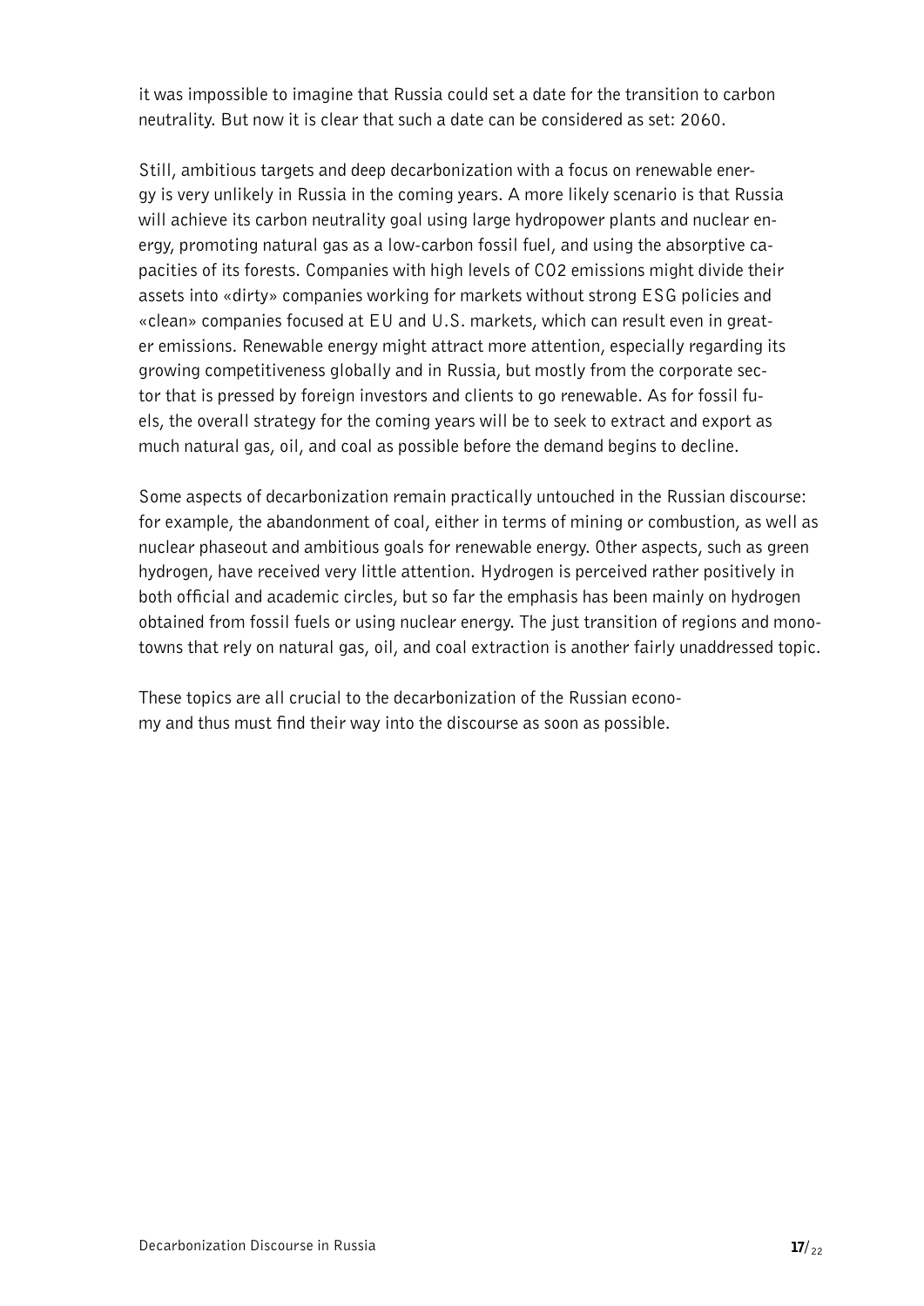it was impossible to imagine that Russia could set a date for the transition to carbon neutrality. But now it is clear that such a date can be considered as set: 2060.

Still, ambitious targets and deep decarbonization with a focus on renewable energy is very unlikely in Russia in the coming years. A more likely scenario is that Russia will achieve its carbon neutrality goal using large hydropower plants and nuclear energy, promoting natural gas as a low-carbon fossil fuel, and using the absorptive capacities of its forests. Companies with high levels of $CO_2$ emissions might divide their assets into «dirty» companies working for markets without strong ESG policies and «clean» companies focused at EU and U.S. markets, which can result even in greater emissions. Renewable energy might attract more attention, especially regarding its growing competitiveness globally and in Russia, but mostly from the corporate sector that is pressed by foreign investors and clients to go renewable. As for fossil fuels, the overall strategy for the coming years will be to seek to extract and export as much natural gas, oil, and coal as possible before the demand begins to decline.

Some aspects of decarbonization remain practically untouched in the Russian discourse: for example, the abandonment of coal, either in terms of mining or combustion, as well as nuclear phaseout and ambitious goals for renewable energy. Other aspects, such as green hydrogen, have received very little attention. Hydrogen is perceived rather positively in both official and academic circles, but so far the emphasis has been mainly on hydrogen obtained from fossil fuels or using nuclear energy. The just transition of regions and monotowns that rely on natural gas, oil, and coal extraction is another fairly unaddressed topic.

These topics are all crucial to the decarbonization of the Russian economy and thus must find their way into the discourse as soon as possible.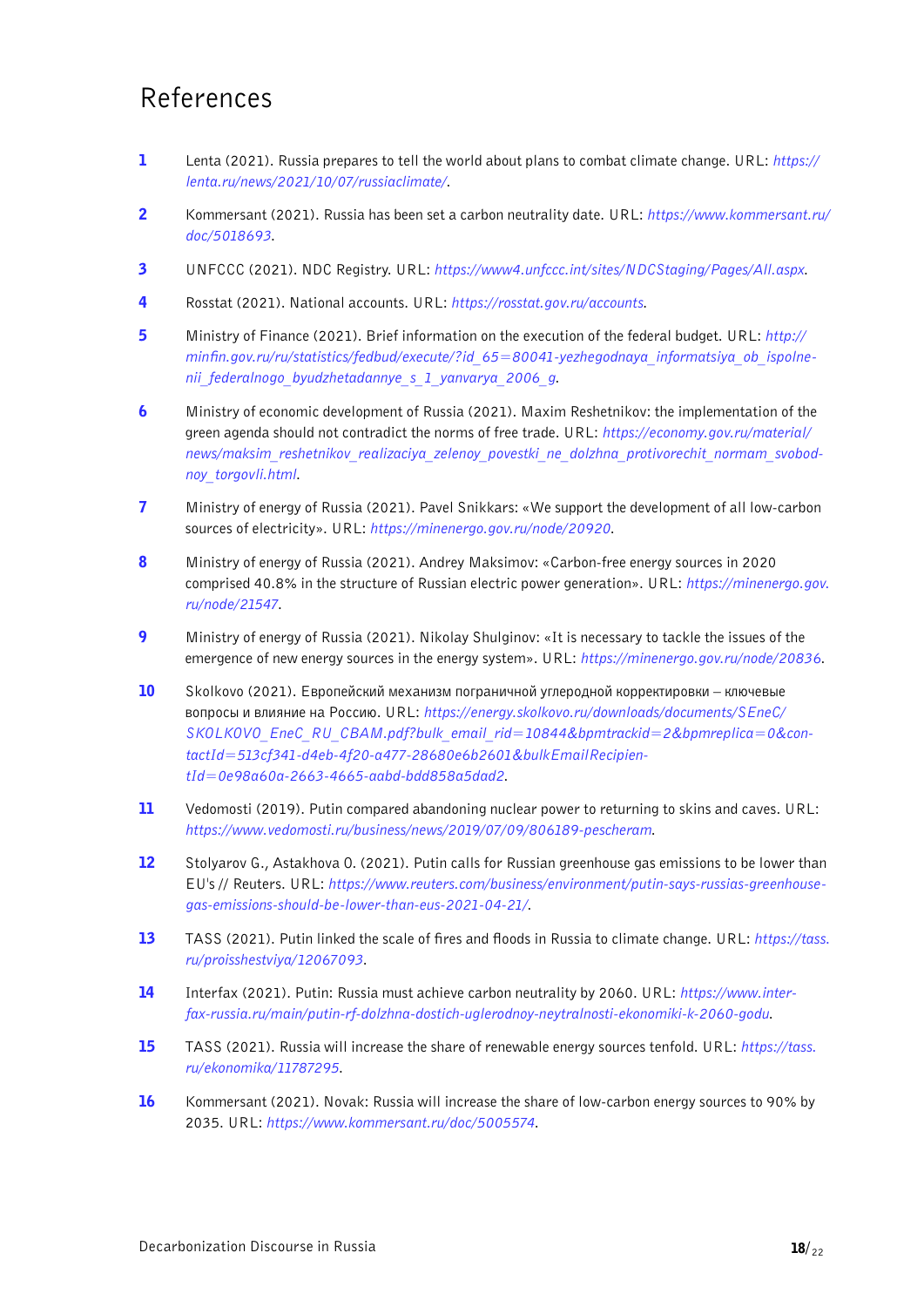# References

1. Lenta (2021). Russia prepares to tell the world about plans to combat climate change. URL: *https://lenta.ru/news/2021/10/07/russiaclimate/*.

2. Kommersant (2021). Russia has been set a carbon neutrality date. URL: *https://www.kommersant.ru/doc/5018693*.

3. UNFCCC (2021). NDC Registry. URL: *https://www4.unfccc.int/sites/NDCStaging/Pages/All.aspx*.

4. Rosstat (2021). National accounts. URL: *https://rosstat.gov.ru/accounts*.

5. Ministry of Finance (2021). Brief information on the execution of the federal budget. URL: *http://minfin.gov.ru/ru/statistics/fedbud/execute/?id_65=80041-yezhegodnaya_informatsiya_ob_ispolnenii_federalnogo_byudzhetadannye_s_1_yanvarya_2006_g*.

6. Ministry of economic development of Russia (2021). Maxim Reshetnikov: the implementation of the green agenda should not contradict the norms of free trade. URL: *https://economy.gov.ru/material/news/maksim_reshetnikov_realizaciya_zelenoy_povestki_ne_dolzhna_protivorechit_normam_svobodnoy_torgovli.html*.

7. Ministry of energy of Russia (2021). Pavel Snikkars: «We support the development of all low-carbon sources of electricity». URL: *https://minenergo.gov.ru/node/20920*.

8. Ministry of energy of Russia (2021). Andrey Maksimov: «Carbon-free energy sources in 2020 comprised 40.8% in the structure of Russian electric power generation». URL: *https://minenergo.gov.ru/node/21547*.

9. Ministry of energy of Russia (2021). Nikolay Shulginov: «It is necessary to tackle the issues of the emergence of new energy sources in the energy system». URL: *https://minenergo.gov.ru/node/20836*.

10. Skolkovo (2021). Европейский механизм пограничной углеродной корректировки – ключевые вопросы и влияние на Россию. URL: *https://energy.skolkovo.ru/downloads/documents/SEneC/SKOLKOVO_EneC_RU_CBAM.pdf?bulk_email_rid=10844&bpmtrackid=2&bpmreplica=0&contactId=513cf341-d4eb-4f20-a477-28680e6b2601&bulkEmailRecipientId=0e98a60a-2663-4665-aabd-bdd858a5dad2*.

11. Vedomosti (2019). Putin compared abandoning nuclear power to returning to skins and caves. URL: *https://www.vedomosti.ru/business/news/2019/07/09/806189-pescheram*.

12. Stolyarov G., Astakhova O. (2021). Putin calls for Russian greenhouse gas emissions to be lower than EU's // Reuters. URL: *https://www.reuters.com/business/environment/putin-says-russias-greenhouse-gas-emissions-should-be-lower-than-eus-2021-04-21/*.

13. TASS (2021). Putin linked the scale of fires and floods in Russia to climate change. URL: *https://tass.ru/proisshestviya/12067093*.

14. Interfax (2021). Putin: Russia must achieve carbon neutrality by 2060. URL: *https://www.interfax-russia.ru/main/putin-rf-dolzhna-dostich-uglerodnoy-neytralnosti-ekonomiki-k-2060-godu*.

15. TASS (2021). Russia will increase the share of renewable energy sources tenfold. URL: *https://tass.ru/ekonomika/11787295*.

16. Kommersant (2021). Novak: Russia will increase the share of low-carbon energy sources to 90% by 2035. URL: *https://www.kommersant.ru/doc/5005574*.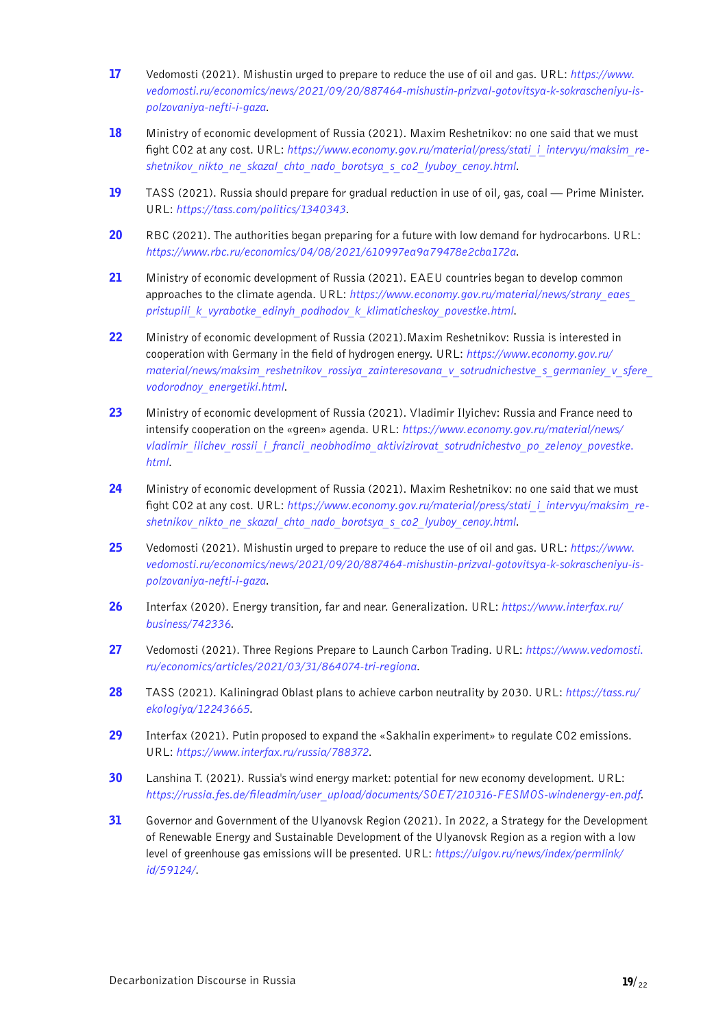17 Vedomosti (2021). Mishustin urged to prepare to reduce the use of oil and gas. URL: *https://www.vedomosti.ru/economics/news/2021/09/20/887464-mishustin-prizval-gotovitsya-k-sokrascheniyu-ispolzovaniya-nefti-i-gaza*.

18 Ministry of economic development of Russia (2021). Maxim Reshetnikov: no one said that we must fight CO2 at any cost. URL: *https://www.economy.gov.ru/material/press/stati_i_intervyu/maksim_reshetnikov_nikto_ne_skazal_chto_nado_borotsya_s_co2_lyuboy_cenoy.html*.

19 TASS (2021). Russia should prepare for gradual reduction in use of oil, gas, coal — Prime Minister. URL: *https://tass.com/politics/1340343*.

20 RBC (2021). The authorities began preparing for a future with low demand for hydrocarbons. URL: *https://www.rbc.ru/economics/04/08/2021/610997ea9a79478e2cba172a*.

21 Ministry of economic development of Russia (2021). EAEU countries began to develop common approaches to the climate agenda. URL: *https://www.economy.gov.ru/material/news/strany_eaes_pristupili_k_vyrabotke_edinyh_podhodov_k_klimaticheskoy_povestke.html*.

22 Ministry of economic development of Russia (2021).Maxim Reshetnikov: Russia is interested in cooperation with Germany in the field of hydrogen energy. URL: *https://www.economy.gov.ru/material/news/maksim_reshetnikov_rossiya_zainteresovana_v_sotrudnichestve_s_germaniey_v_sfere_vodorodnoy_energetiki.html*.

23 Ministry of economic development of Russia (2021). Vladimir Ilyichev: Russia and France need to intensify cooperation on the «green» agenda. URL: *https://www.economy.gov.ru/material/news/vladimir_ilichev_rossii_i_francii_neobhodimo_aktivizirovat_sotrudnichestvo_po_zelenoy_povestke.html*.

24 Ministry of economic development of Russia (2021). Maxim Reshetnikov: no one said that we must fight CO2 at any cost. URL: *https://www.economy.gov.ru/material/press/stati_i_intervyu/maksim_reshetnikov_nikto_ne_skazal_chto_nado_borotsya_s_co2_lyuboy_cenoy.html*.

25 Vedomosti (2021). Mishustin urged to prepare to reduce the use of oil and gas. URL: *https://www.vedomosti.ru/economics/news/2021/09/20/887464-mishustin-prizval-gotovitsya-k-sokrascheniyu-ispolzovaniya-nefti-i-gaza*.

26 Interfax (2020). Energy transition, far and near. Generalization. URL: *https://www.interfax.ru/business/742336*.

27 Vedomosti (2021). Three Regions Prepare to Launch Carbon Trading. URL: *https://www.vedomosti.ru/economics/articles/2021/03/31/864074-tri-regiona*.

28 TASS (2021). Kaliningrad Oblast plans to achieve carbon neutrality by 2030. URL: *https://tass.ru/ekologiya/12243665*.

29 Interfax (2021). Putin proposed to expand the «Sakhalin experiment» to regulate CO2 emissions. URL: *https://www.interfax.ru/russia/788372*.

30 Lanshina T. (2021). Russia's wind energy market: potential for new economy development. URL: *https://russia.fes.de/fileadmin/user_upload/documents/SOET/210316-FESMOS-windenergy-en.pdf*.

31 Governor and Government of the Ulyanovsk Region (2021). In 2022, a Strategy for the Development of Renewable Energy and Sustainable Development of the Ulyanovsk Region as a region with a low level of greenhouse gas emissions will be presented. URL: *https://ulgov.ru/news/index/permlink/id/59124/*.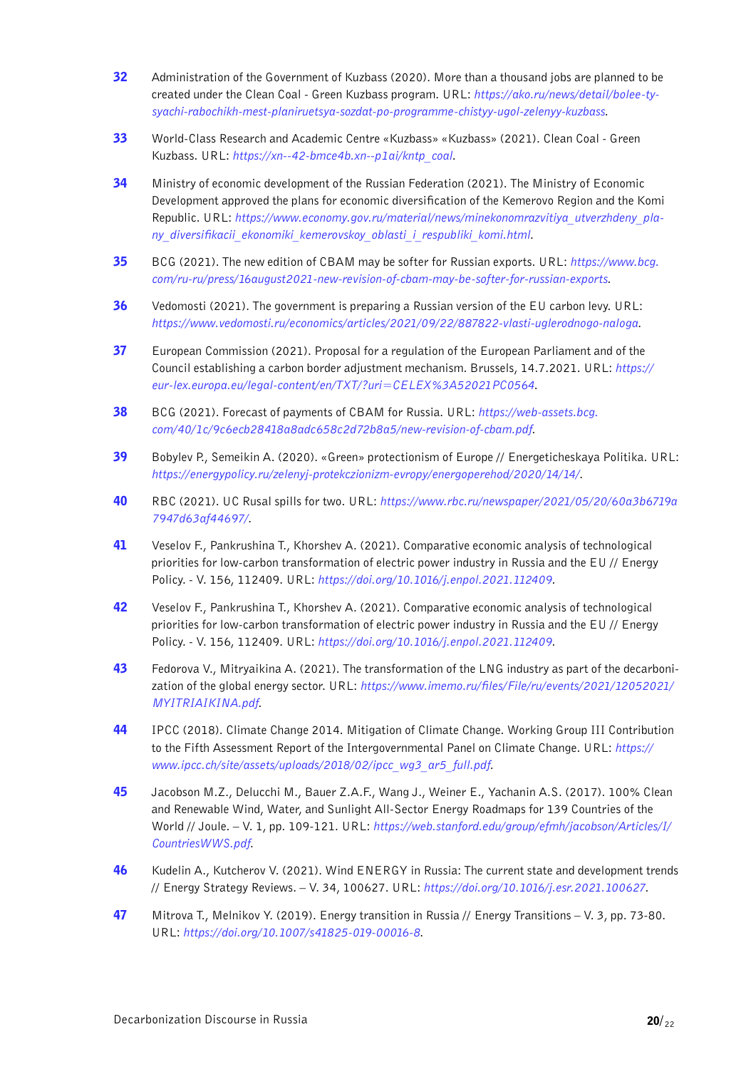32 Administration of the Government of Kuzbass (2020). More than a thousand jobs are planned to be created under the Clean Coal - Green Kuzbass program. URL: *https://ako.ru/news/detail/bolee-tysyachi-rabochikh-mest-planiruetsya-sozdat-po-programme-chistyy-ugol-zelenyy-kuzbass*.

33 World-Class Research and Academic Centre «Kuzbass» «Kuzbass» (2021). Clean Coal - Green Kuzbass. URL: *https://xn--42-bmce4b.xn--p1ai/kntp_coal*.

34 Ministry of economic development of the Russian Federation (2021). The Ministry of Economic Development approved the plans for economic diversification of the Kemerovo Region and the Komi Republic. URL: *https://www.economy.gov.ru/material/news/minekonomrazvitiya_utverzhdeny_plany_diversifikacii_ekonomiki_kemerovskoy_oblasti_i_respubliki_komi.html*.

35 BCG (2021). The new edition of CBAM may be softer for Russian exports. URL: *https://www.bcg.com/ru-ru/press/16august2021-new-revision-of-cbam-may-be-softer-for-russian-exports*.

36 Vedomosti (2021). The government is preparing a Russian version of the EU carbon levy. URL: *https://www.vedomosti.ru/economics/articles/2021/09/22/887822-vlasti-uglerodnogo-naloga*.

37 European Commission (2021). Proposal for a regulation of the European Parliament and of the Council establishing a carbon border adjustment mechanism. Brussels, 14.7.2021. URL: *https://eur-lex.europa.eu/legal-content/en/TXT/?uri=CELEX%3A52021PC0564*.

38 BCG (2021). Forecast of payments of CBAM for Russia. URL: *https://web-assets.bcg.com/40/1c/9c6ecb28418a8adc658c2d72b8a5/new-revision-of-cbam.pdf*.

39 Bobylev P., Semeikin A. (2020). «Green» protectionism of Europe // Energeticheskaya Politika. URL: *https://energypolicy.ru/zelenyj-protekczionizm-evropy/energoperehod/2020/14/14/*.

40 RBC (2021). UC Rusal spills for two. URL: *https://www.rbc.ru/newspaper/2021/05/20/60a3b6719a7947d63af44697/*.

41 Veselov F., Pankrushina T., Khorshev A. (2021). Comparative economic analysis of technological priorities for low-carbon transformation of electric power industry in Russia and the EU // Energy Policy. - V. 156, 112409. URL: *https://doi.org/10.1016/j.enpol.2021.112409*.

42 Veselov F., Pankrushina T., Khorshev A. (2021). Comparative economic analysis of technological priorities for low-carbon transformation of electric power industry in Russia and the EU // Energy Policy. - V. 156, 112409. URL: *https://doi.org/10.1016/j.enpol.2021.112409*.

43 Fedorova V., Mitryaikina A. (2021). The transformation of the LNG industry as part of the decarbonization of the global energy sector. URL: *https://www.imemo.ru/files/File/ru/events/2021/12052021/MYITRIAIKINA.pdf*.

44 IPCC (2018). Climate Change 2014. Mitigation of Climate Change. Working Group III Contribution to the Fifth Assessment Report of the Intergovernmental Panel on Climate Change. URL: *https://www.ipcc.ch/site/assets/uploads/2018/02/ipcc_wg3_ar5_full.pdf*.

45 Jacobson M.Z., Delucchi M., Bauer Z.A.F., Wang J., Weiner E., Yachanin A.S. (2017). 100% Clean and Renewable Wind, Water, and Sunlight All-Sector Energy Roadmaps for 139 Countries of the World // Joule. – V. 1, pp. 109-121. URL: *https://web.stanford.edu/group/efmh/jacobson/Articles/I/CountriesWWS.pdf*.

46 Kudelin A., Kutcherov V. (2021). Wind ENERGY in Russia: The current state and development trends // Energy Strategy Reviews. – V. 34, 100627. URL: *https://doi.org/10.1016/j.esr.2021.100627*.

47 Mitrova T., Melnikov Y. (2019). Energy transition in Russia // Energy Transitions – V. 3, pp. 73-80. URL: *https://doi.org/10.1007/s41825-019-00016-8*.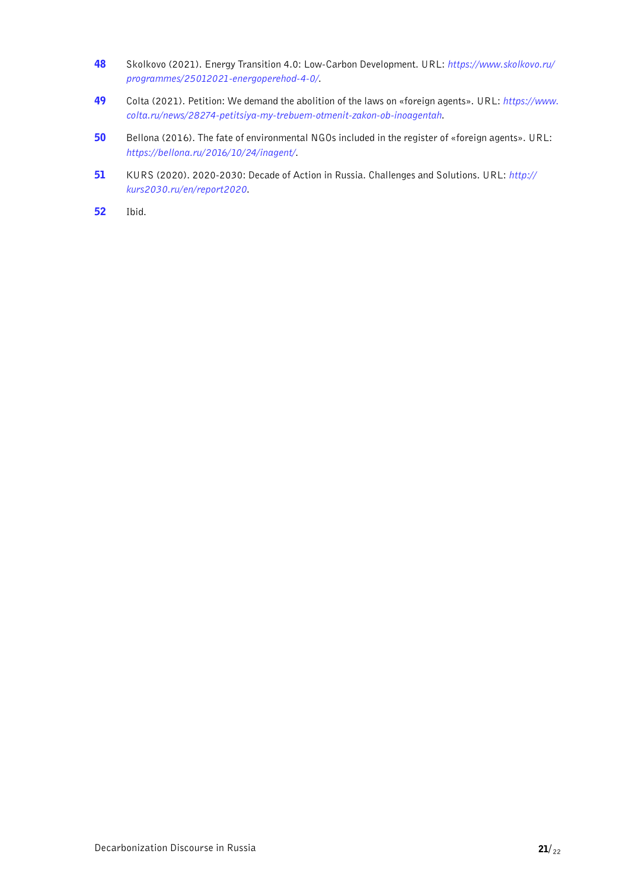48 Skolkovo (2021). Energy Transition 4.0: Low-Carbon Development. URL: *https://www.skolkovo.ru/programmes/25012021-energoperehod-4-0/*.

49 Colta (2021). Petition: We demand the abolition of the laws on «foreign agents». URL: *https://www.colta.ru/news/28274-petitsiya-my-trebuem-otmenit-zakon-ob-inoagentah*.

50 Bellona (2016). The fate of environmental NGOs included in the register of «foreign agents». URL: *https://bellona.ru/2016/10/24/inagent/*.

51 KURS (2020). 2020-2030: Decade of Action in Russia. Challenges and Solutions. URL: *http://kurs2030.ru/en/report2020*.

52 Ibid.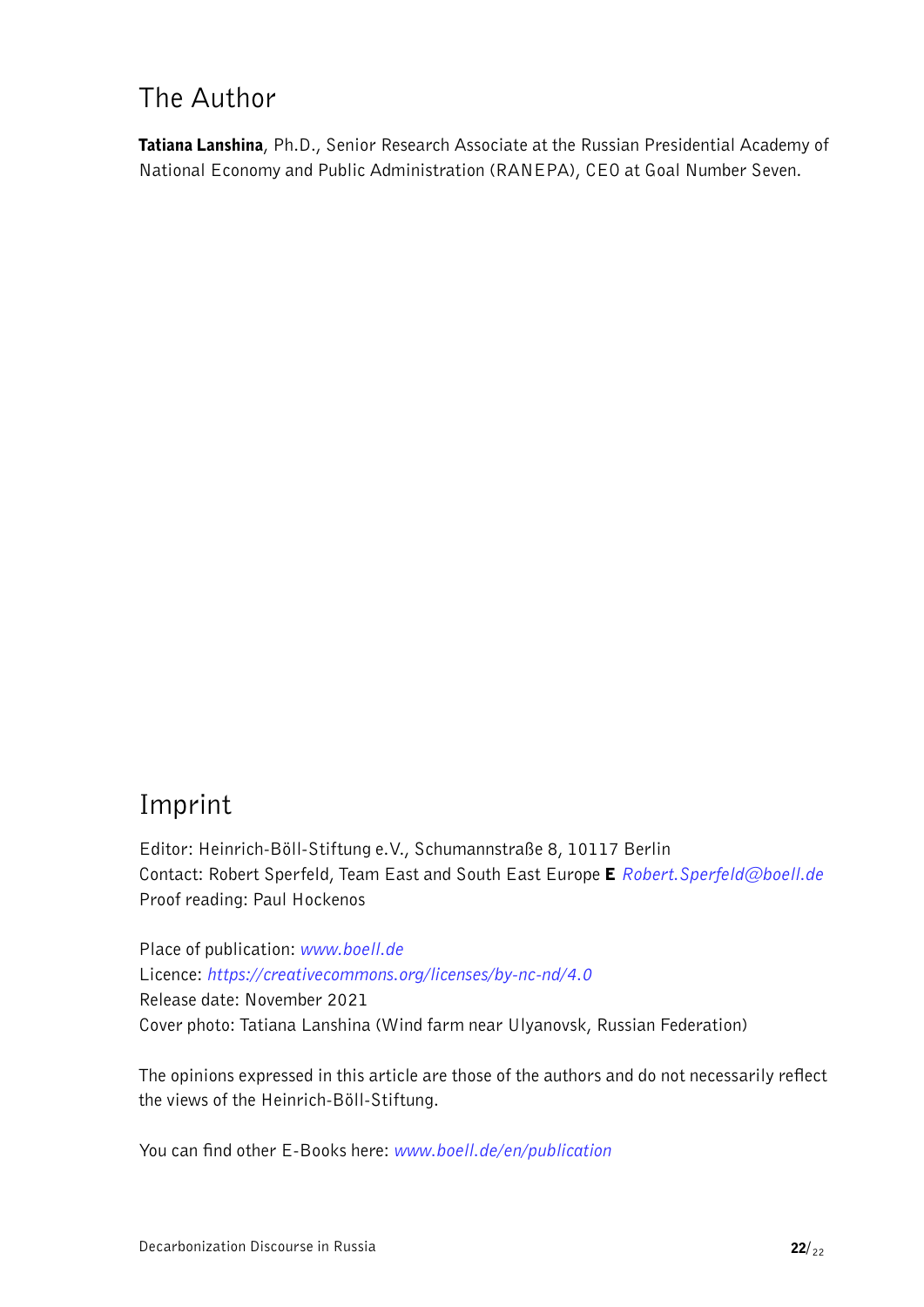## The Author

**Tatiana Lanshina**, Ph.D., Senior Research Associate at the Russian Presidential Academy of National Economy and Public Administration (RANEPA), CEO at Goal Number Seven.

## Imprint

Editor: Heinrich-Böll-Stiftung e.V., Schumannstraße 8, 10117 Berlin
Contact: Robert Sperfeld, Team East and South East Europe **E** *Robert.Sperfeld@boell.de*
Proof reading: Paul Hockenos

Place of publication: *www.boell.de*
Licence: *https://creativecommons.org/licenses/by-nc-nd/4.0*
Release date: November 2021
Cover photo: Tatiana Lanshina (Wind farm near Ulyanovsk, Russian Federation)

The opinions expressed in this article are those of the authors and do not necessarily reflect the views of the Heinrich-Böll-Stiftung.

You can find other E-Books here: *www.boell.de/en/publication*